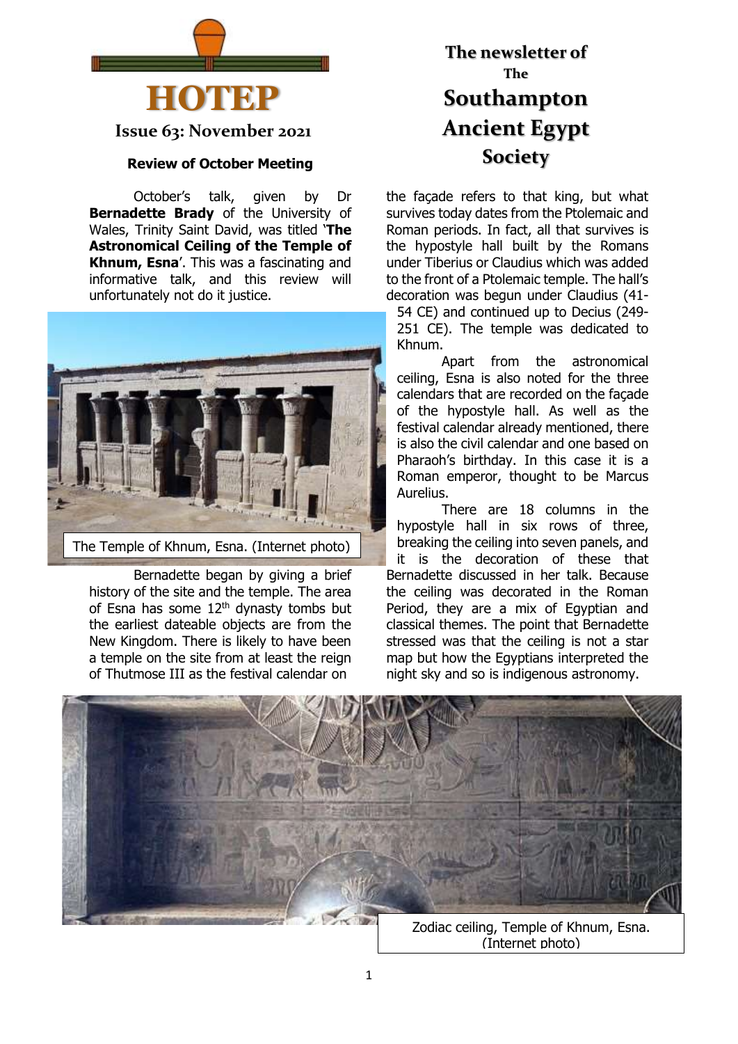# HOTEP

**Issue 63: November 2021**

**The newsletter of The Southampton Ancient Egypt Society**

### Review of October Meeting

October's talk, given by Dr **Bernadette Brady** of the University of Wales, Trinity Saint David, was titled '**The Astronomical Ceiling of the Temple of Khnum, Esna**'. This was a fascinating and informative talk, and this review will unfortunately not do it justice.

The Temple of Khnum, Esna. (Internet photo)

Bernadette began by giving a brief history of the site and the temple. The area of Esna has some 12th dynasty tombs but the earliest dateable objects are from the New Kingdom. There is likely to have been a temple on the site from at least the reign of Thutmose III as the festival calendar on the façade refers to that king, but what survives today dates from the Ptolemaic and Roman periods. In fact, all that survives is the hypostyle hall built by the Romans under Tiberius or Claudius which was added to the front of a Ptolemaic temple. The hall's decoration was begun under Claudius (41-54 CE) and continued up to Decius (249-251 CE). The temple was dedicated to Khnum.

Apart from the astronomical ceiling, Esna is also noted for the three calendars that are recorded on the façade of the hypostyle hall. As well as the festival calendar already mentioned, there is also the civil calendar and one based on Pharaoh's birthday. In this case it is a Roman emperor, thought to be Marcus Aurelius.

There are 18 columns in the hypostyle hall in six rows of three, breaking the ceiling into seven panels, and it is the decoration of these that Bernadette discussed in her talk. Because the ceiling was decorated in the Roman Period, they are a mix of Egyptian and classical themes. The point that Bernadette stressed was that the ceiling is not a star map but how the Egyptians interpreted the night sky and so is indigenous astronomy.

Zodiac ceiling, Temple of Khnum, Esna. (Internet photo)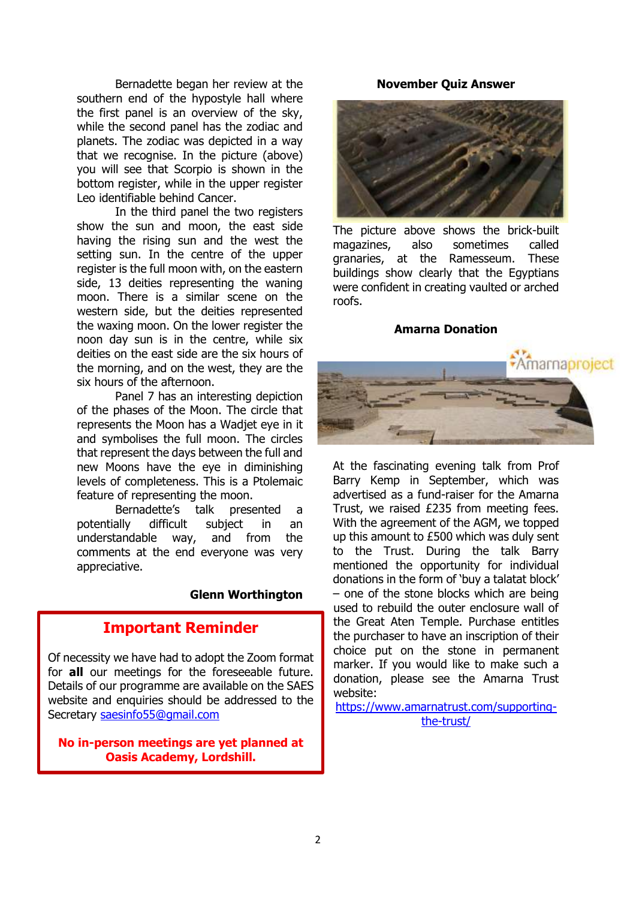Bernadette began her review at the southern end of the hypostyle hall where the first panel is an overview of the sky, while the second panel has the zodiac and planets. The zodiac was depicted in a way that we recognise. In the picture (above) you will see that Scorpio is shown in the bottom register, while in the upper register Leo identifiable behind Cancer.

In the third panel the two registers show the sun and moon, the east side having the rising sun and the west the setting sun. In the centre of the upper register is the full moon with, on the eastern side, 13 deities representing the waning moon. There is a similar scene on the western side, but the deities represented the waxing moon. On the lower register the noon day sun is in the centre, while six deities on the east side are the six hours of the morning, and on the west, they are the six hours of the afternoon.

Panel 7 has an interesting depiction of the phases of the Moon. The circle that represents the Moon has a Wadjet eye in it and symbolises the full moon. The circles that represent the days between the full and new Moons have the eye in diminishing levels of completeness. This is a Ptolemaic feature of representing the moon.

Bernadette's talk presented a potentially difficult subject in an understandable way, and from the comments at the end everyone was very appreciative.

**Glenn Worthington**

## Important Reminder

Of necessity we have had to adopt the Zoom format for **all** our meetings for the foreseeable future. Details of our programme are available on the SAES website and enquiries should be addressed to the Secretary saesinfo55@gmail.com

**No in-person meetings are yet planned at Oasis Academy, Lordshill.**

## November Quiz Answer

The picture above shows the brick-built magazines, also sometimes called granaries, at the Ramesseum. These buildings show clearly that the Egyptians were confident in creating vaulted or arched roofs.

## Amarna Donation

Amarnaproject

At the fascinating evening talk from Prof Barry Kemp in September, which was advertised as a fund-raiser for the Amarna Trust, we raised £235 from meeting fees. With the agreement of the AGM, we topped up this amount to £500 which was duly sent to the Trust. During the talk Barry mentioned the opportunity for individual donations in the form of 'buy a talatat block' – one of the stone blocks which are being used to rebuild the outer enclosure wall of the Great Aten Temple. Purchase entitles the purchaser to have an inscription of their choice put on the stone in permanent marker. If you would like to make such a donation, please see the Amarna Trust website:

https://www.amarnatrust.com/supporting-the-trust/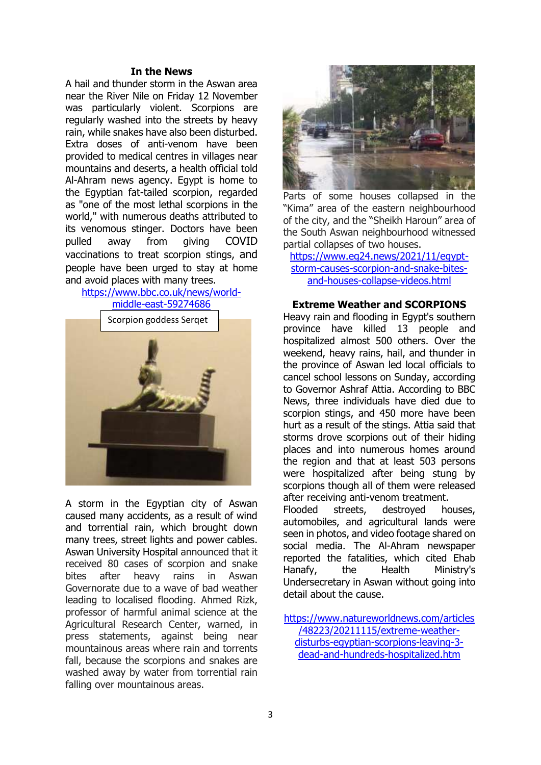## In the News

A hail and thunder storm in the Aswan area near the River Nile on Friday 12 November was particularly violent. Scorpions are regularly washed into the streets by heavy rain, while snakes have also been disturbed. Extra doses of anti-venom have been provided to medical centres in villages near mountains and deserts, a health official told Al-Ahram news agency. Egypt is home to the Egyptian fat-tailed scorpion, regarded as "one of the most lethal scorpions in the world," with numerous deaths attributed to its venomous stinger. Doctors have been pulled away from giving COVID vaccinations to treat scorpion stings, and people have been urged to stay at home and avoid places with many trees.

https://www.bbc.co.uk/news/world-middle-east-59274686

Scorpion goddess Serqet

A storm in the Egyptian city of Aswan caused many accidents, as a result of wind and torrential rain, which brought down many trees, street lights and power cables. Aswan University Hospital announced that it received 80 cases of scorpion and snake bites after heavy rains in Aswan Governorate due to a wave of bad weather leading to localised flooding. Ahmed Rizk, professor of harmful animal science at the Agricultural Research Center, warned, in press statements, against being near mountainous areas where rain and torrents fall, because the scorpions and snakes are washed away by water from torrential rain falling over mountainous areas.

Parts of some houses collapsed in the "Kima" area of the eastern neighbourhood of the city, and the "Sheikh Haroun" area of the South Aswan neighbourhood witnessed partial collapses of two houses.

https://www.eg24.news/2021/11/egypt-storm-causes-scorpion-and-snake-bites-and-houses-collapse-videos.html

## Extreme Weather and SCORPIONS

Heavy rain and flooding in Egypt's southern province have killed 13 people and hospitalized almost 500 others. Over the weekend, heavy rains, hail, and thunder in the province of Aswan led local officials to cancel school lessons on Sunday, according to Governor Ashraf Attia. According to BBC News, three individuals have died due to scorpion stings, and 450 more have been hurt as a result of the stings. Attia said that storms drove scorpions out of their hiding places and into numerous homes around the region and that at least 503 persons were hospitalized after being stung by scorpions though all of them were released after receiving anti-venom treatment.

Flooded streets, destroyed houses, automobiles, and agricultural lands were seen in photos, and video footage shared on social media. The Al-Ahram newspaper reported the fatalities, which cited Ehab Hanafy, the Health Ministry's Undersecretary in Aswan without going into detail about the cause.

https://www.natureworldnews.com/articles/48223/20211115/extreme-weather-disturbs-egyptian-scorpions-leaving-3-dead-and-hundreds-hospitalized.htm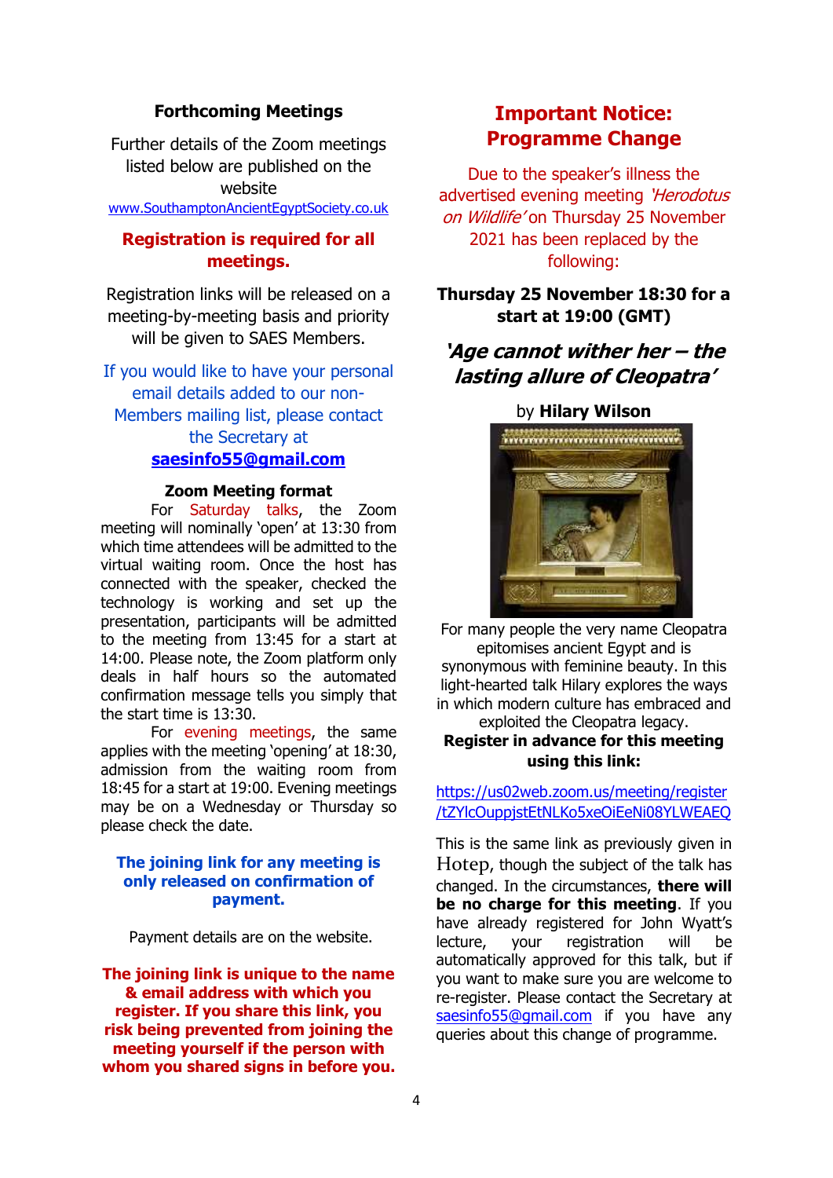## Forthcoming Meetings

Further details of the Zoom meetings listed below are published on the website
www.SouthamptonAncientEgyptSociety.co.uk

**Registration is required for all meetings.**

Registration links will be released on a meeting-by-meeting basis and priority will be given to SAES Members.

If you would like to have your personal email details added to our non-Members mailing list, please contact the Secretary at
**saesinfo55@gmail.com**

### Zoom Meeting format

For Saturday talks, the Zoom meeting will nominally 'open' at 13:30 from which time attendees will be admitted to the virtual waiting room. Once the host has connected with the speaker, checked the technology is working and set up the presentation, participants will be admitted to the meeting from 13:45 for a start at 14:00. Please note, the Zoom platform only deals in half hours so the automated confirmation message tells you simply that the start time is 13:30.

For evening meetings, the same applies with the meeting 'opening' at 18:30, admission from the waiting room from 18:45 for a start at 19:00. Evening meetings may be on a Wednesday or Thursday so please check the date.

**The joining link for any meeting is only released on confirmation of payment.**

Payment details are on the website.

**The joining link is unique to the name & email address with which you register. If you share this link, you risk being prevented from joining the meeting yourself if the person with whom you shared signs in before you.**

## Important Notice: Programme Change

Due to the speaker's illness the advertised evening meeting *'Herodotus on Wildlife'* on Thursday 25 November 2021 has been replaced by the following:

**Thursday 25 November 18:30 for a start at 19:00 (GMT)**

### *'Age cannot wither her – the lasting allure of Cleopatra'*

by **Hilary Wilson**

For many people the very name Cleopatra epitomises ancient Egypt and is synonymous with feminine beauty. In this light-hearted talk Hilary explores the ways in which modern culture has embraced and exploited the Cleopatra legacy.

**Register in advance for this meeting using this link:**

https://us02web.zoom.us/meeting/register/tZYlcOuppjstEtNLKo5xeOiEeNi08YLWEAEQ

This is the same link as previously given in Hotep, though the subject of the talk has changed. In the circumstances, **there will be no charge for this meeting**. If you have already registered for John Wyatt's lecture, your registration will be automatically approved for this talk, but if you want to make sure you are welcome to re-register. Please contact the Secretary at saesinfo55@gmail.com if you have any queries about this change of programme.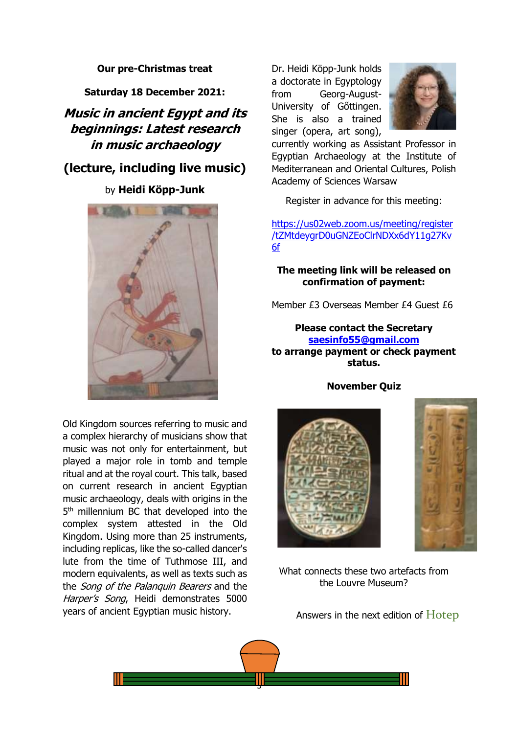**Our pre-Christmas treat**

**Saturday 18 December 2021:**

## *Music in ancient Egypt and its beginnings: Latest research in music archaeology*

## (lecture, including live music)

by **Heidi Köpp-Junk**

Old Kingdom sources referring to music and a complex hierarchy of musicians show that music was not only for entertainment, but played a major role in tomb and temple ritual and at the royal court. This talk, based on current research in ancient Egyptian music archaeology, deals with origins in the 5th millennium BC that developed into the complex system attested in the Old Kingdom. Using more than 25 instruments, including replicas, like the so-called dancer's lute from the time of Tuthmose III, and modern equivalents, as well as texts such as the *Song of the Palanquin Bearers* and the *Harper's Song*, Heidi demonstrates 5000 years of ancient Egyptian music history.

Dr. Heidi Köpp-Junk holds a doctorate in Egyptology from Georg-August-University of Gőttingen. She is also a trained singer (opera, art song), currently working as Assistant Professor in Egyptian Archaeology at the Institute of Mediterranean and Oriental Cultures, Polish Academy of Sciences Warsaw

Register in advance for this meeting:

https://us02web.zoom.us/meeting/register/tZMtdeygrD0uGNZEoClrNDXx6dY11g27Kv6f

**The meeting link will be released on confirmation of payment:**

Member £3 Overseas Member £4 Guest £6

**Please contact the Secretary**
**saesinfo55@gmail.com**
**to arrange payment or check payment status.**

**November Quiz**

What connects these two artefacts from the Louvre Museum?

Answers in the next edition of Hotep